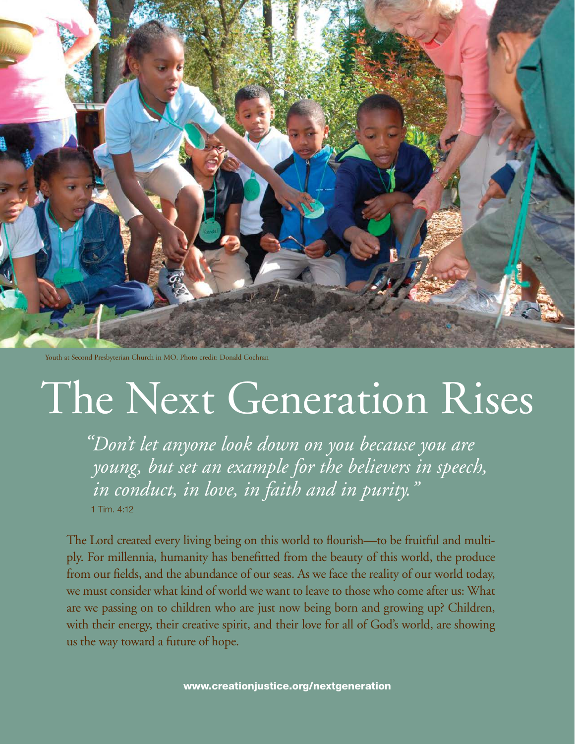Youth at Second Presbyterian Church in MO. Photo credit: Donald Cochran

# The Next Generation Rises

*"Don't let anyone look down on you because you are young, but set an example for the believers in speech, in conduct, in love, in faith and in purity."*
1 Tim. 4:12

The Lord created every living being on this world to flourish—to be fruitful and multiply. For millennia, humanity has benefitted from the beauty of this world, the produce from our fields, and the abundance of our seas. As we face the reality of our world today, we must consider what kind of world we want to leave to those who come after us: What are we passing on to children who are just now being born and growing up? Children, with their energy, their creative spirit, and their love for all of God's world, are showing us the way toward a future of hope.

**www.creationjustice.org/nextgeneration**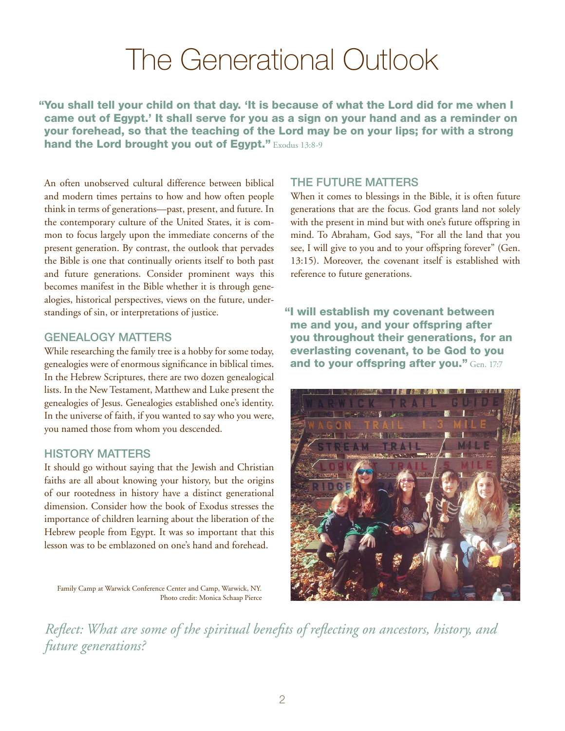# The Generational Outlook

**"You shall tell your child on that day. 'It is because of what the Lord did for me when I came out of Egypt.' It shall serve for you as a sign on your hand and as a reminder on your forehead, so that the teaching of the Lord may be on your lips; for with a strong hand the Lord brought you out of Egypt."** Exodus 13:8-9

An often unobserved cultural difference between biblical and modern times pertains to how and how often people think in terms of generations—past, present, and future. In the contemporary culture of the United States, it is common to focus largely upon the immediate concerns of the present generation. By contrast, the outlook that pervades the Bible is one that continually orients itself to both past and future generations. Consider prominent ways this becomes manifest in the Bible whether it is through genealogies, historical perspectives, views on the future, understandings of sin, or interpretations of justice.

## GENEALOGY MATTERS

While researching the family tree is a hobby for some today, genealogies were of enormous significance in biblical times. In the Hebrew Scriptures, there are two dozen genealogical lists. In the New Testament, Matthew and Luke present the genealogies of Jesus. Genealogies established one's identity. In the universe of faith, if you wanted to say who you were, you named those from whom you descended.

## HISTORY MATTERS

It should go without saying that the Jewish and Christian faiths are all about knowing your history, but the origins of our rootedness in history have a distinct generational dimension. Consider how the book of Exodus stresses the importance of children learning about the liberation of the Hebrew people from Egypt. It was so important that this lesson was to be emblazoned on one's hand and forehead.

Family Camp at Warwick Conference Center and Camp, Warwick, NY.
Photo credit: Monica Schaap Pierce

## THE FUTURE MATTERS

When it comes to blessings in the Bible, it is often future generations that are the focus. God grants land not solely with the present in mind but with one's future offspring in mind. To Abraham, God says, "For all the land that you see, I will give to you and to your offspring forever" (Gen. 13:15). Moreover, the covenant itself is established with reference to future generations.

**"I will establish my covenant between me and you, and your offspring after you throughout their generations, for an everlasting covenant, to be God to you and to your offspring after you."** Gen. 17:7

*Reflect: What are some of the spiritual benefits of reflecting on ancestors, history, and future generations?*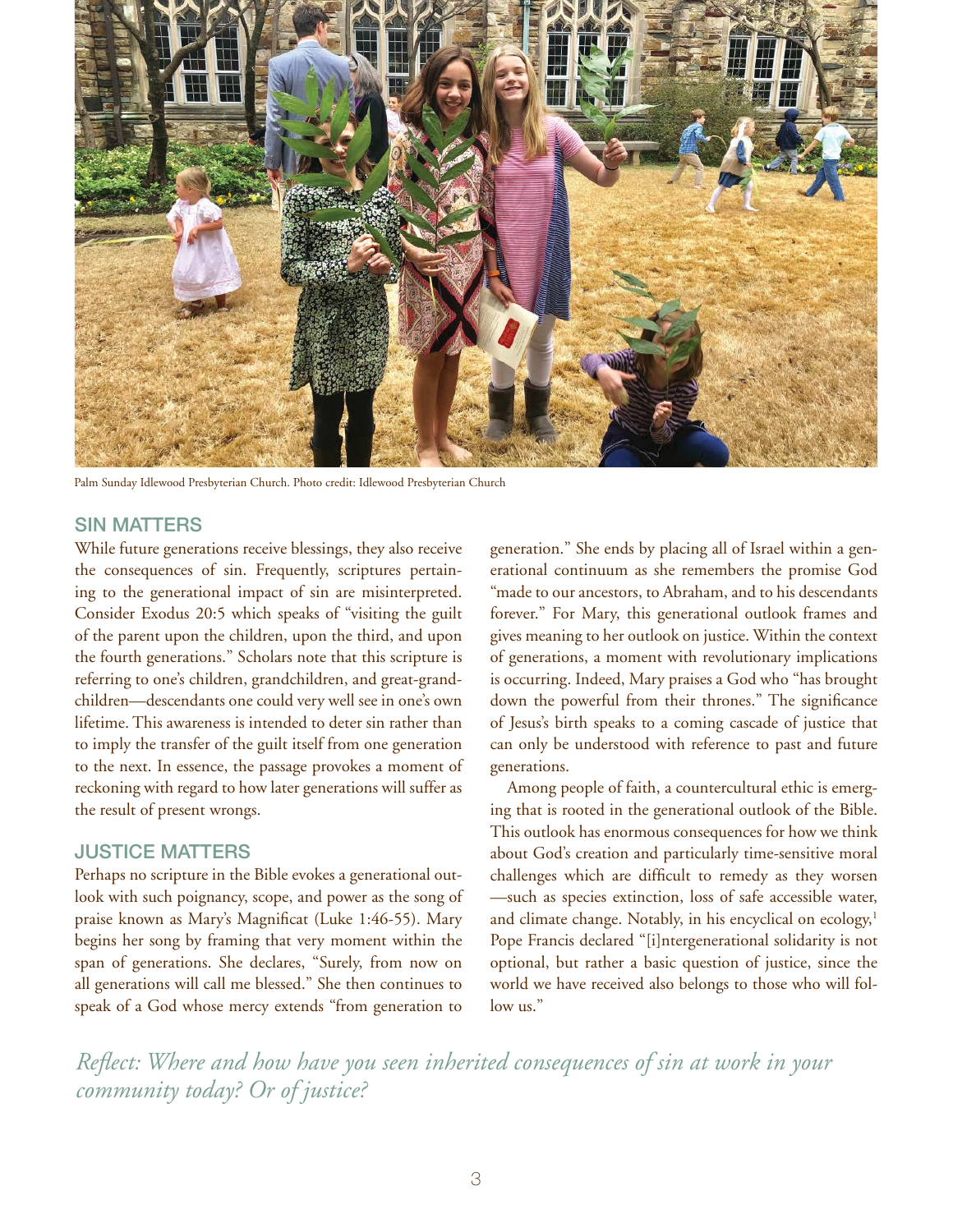Palm Sunday Idlewood Presbyterian Church. Photo credit: Idlewood Presbyterian Church

## SIN MATTERS

While future generations receive blessings, they also receive the consequences of sin. Frequently, scriptures pertaining to the generational impact of sin are misinterpreted. Consider Exodus 20:5 which speaks of "visiting the guilt of the parent upon the children, upon the third, and upon the fourth generations." Scholars note that this scripture is referring to one's children, grandchildren, and great-grandchildren—descendants one could very well see in one's own lifetime. This awareness is intended to deter sin rather than to imply the transfer of the guilt itself from one generation to the next. In essence, the passage provokes a moment of reckoning with regard to how later generations will suffer as the result of present wrongs.

## JUSTICE MATTERS

Perhaps no scripture in the Bible evokes a generational outlook with such poignancy, scope, and power as the song of praise known as Mary's Magnificat (Luke 1:46-55). Mary begins her song by framing that very moment within the span of generations. She declares, "Surely, from now on all generations will call me blessed." She then continues to speak of a God whose mercy extends "from generation to generation." She ends by placing all of Israel within a generational continuum as she remembers the promise God "made to our ancestors, to Abraham, and to his descendants forever." For Mary, this generational outlook frames and gives meaning to her outlook on justice. Within the context of generations, a moment with revolutionary implications is occurring. Indeed, Mary praises a God who "has brought down the powerful from their thrones." The significance of Jesus's birth speaks to a coming cascade of justice that can only be understood with reference to past and future generations.

Among people of faith, a countercultural ethic is emerging that is rooted in the generational outlook of the Bible. This outlook has enormous consequences for how we think about God's creation and particularly time-sensitive moral challenges which are difficult to remedy as they worsen —such as species extinction, loss of safe accessible water, and climate change. Notably, in his encyclical on ecology,[1] Pope Francis declared "[i]ntergenerational solidarity is not optional, but rather a basic question of justice, since the world we have received also belongs to those who will follow us."

*Reflect: Where and how have you seen inherited consequences of sin at work in your community today? Or of justice?*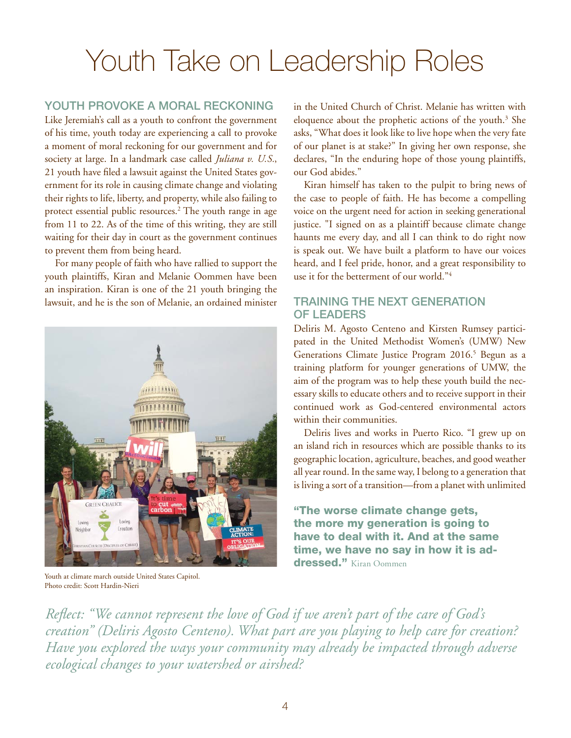# Youth Take on Leadership Roles

## YOUTH PROVOKE A MORAL RECKONING

Like Jeremiah's call as a youth to confront the government of his time, youth today are experiencing a call to provoke a moment of moral reckoning for our government and for society at large. In a landmark case called *Juliana v. U.S.*, 21 youth have filed a lawsuit against the United States government for its role in causing climate change and violating their rights to life, liberty, and property, while also failing to protect essential public resources.[2] The youth range in age from 11 to 22. As of the time of this writing, they are still waiting for their day in court as the government continues to prevent them from being heard.

For many people of faith who have rallied to support the youth plaintiffs, Kiran and Melanie Oommen have been an inspiration. Kiran is one of the 21 youth bringing the lawsuit, and he is the son of Melanie, an ordained minister in the United Church of Christ. Melanie has written with eloquence about the prophetic actions of the youth.[3] She asks, "What does it look like to live hope when the very fate of our planet is at stake?" In giving her own response, she declares, "In the enduring hope of those young plaintiffs, our God abides."

Kiran himself has taken to the pulpit to bring news of the case to people of faith. He has become a compelling voice on the urgent need for action in seeking generational justice. "I signed on as a plaintiff because climate change haunts me every day, and all I can think to do right now is speak out. We have built a platform to have our voices heard, and I feel pride, honor, and a great responsibility to use it for the betterment of our world."[4]

Youth at climate march outside United States Capitol. Photo credit: Scott Hardin-Nieri

## TRAINING THE NEXT GENERATION OF LEADERS

Deliris M. Agosto Centeno and Kirsten Rumsey participated in the United Methodist Women's (UMW) New Generations Climate Justice Program 2016.[5] Begun as a training platform for younger generations of UMW, the aim of the program was to help these youth build the necessary skills to educate others and to receive support in their continued work as God-centered environmental actors within their communities.

Deliris lives and works in Puerto Rico. "I grew up on an island rich in resources which are possible thanks to its geographic location, agriculture, beaches, and good weather all year round. In the same way, I belong to a generation that is living a sort of a transition—from a planet with unlimited

**"The worse climate change gets, the more my generation is going to have to deal with it. And at the same time, we have no say in how it is addressed."** Kiran Oommen

*Reflect: "We cannot represent the love of God if we aren't part of the care of God's creation" (Deliris Agosto Centeno). What part are you playing to help care for creation? Have you explored the ways your community may already be impacted through adverse ecological changes to your watershed or airshed?*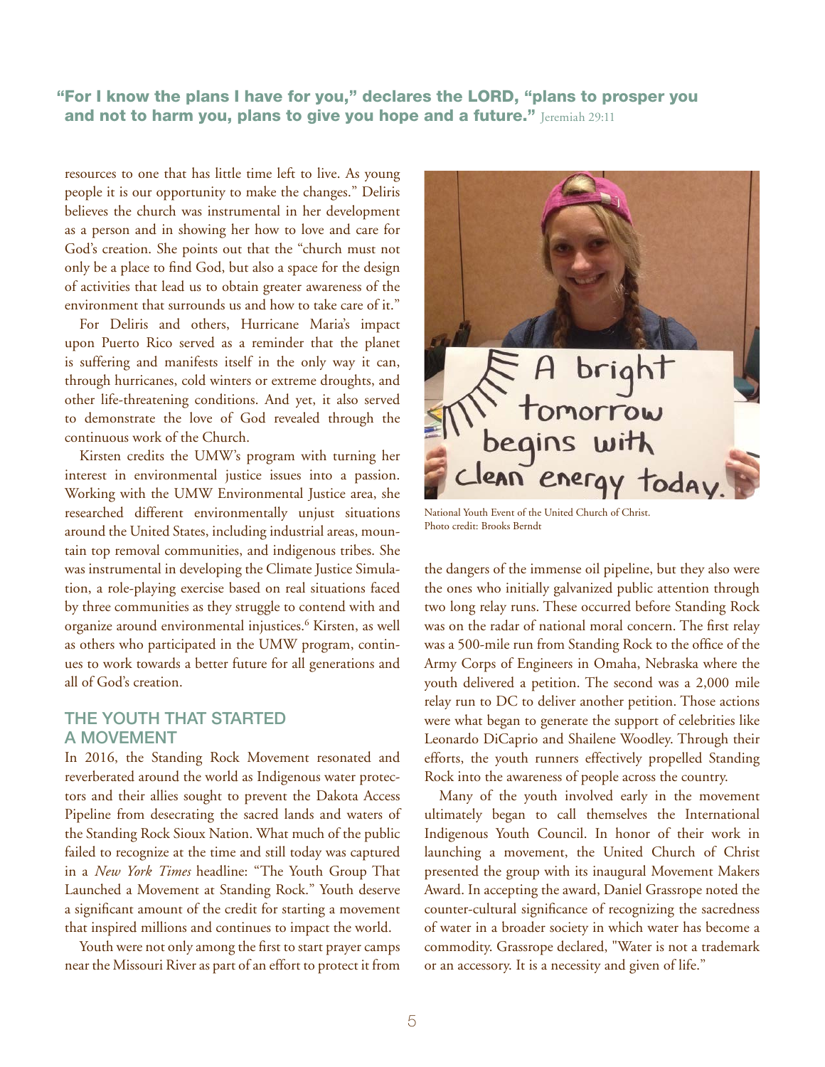"For I know the plans I have for you," declares the LORD, "plans to prosper you and not to harm you, plans to give you hope and a future." Jeremiah 29:11

resources to one that has little time left to live. As young people it is our opportunity to make the changes." Deliris believes the church was instrumental in her development as a person and in showing her how to love and care for God's creation. She points out that the "church must not only be a place to find God, but also a space for the design of activities that lead us to obtain greater awareness of the environment that surrounds us and how to take care of it."

For Deliris and others, Hurricane Maria's impact upon Puerto Rico served as a reminder that the planet is suffering and manifests itself in the only way it can, through hurricanes, cold winters or extreme droughts, and other life-threatening conditions. And yet, it also served to demonstrate the love of God revealed through the continuous work of the Church.

Kirsten credits the UMW's program with turning her interest in environmental justice issues into a passion. Working with the UMW Environmental Justice area, she researched different environmentally unjust situations around the United States, including industrial areas, mountain top removal communities, and indigenous tribes. She was instrumental in developing the Climate Justice Simulation, a role-playing exercise based on real situations faced by three communities as they struggle to contend with and organize around environmental injustices.[6] Kirsten, as well as others who participated in the UMW program, continues to work towards a better future for all generations and all of God's creation.

## THE YOUTH THAT STARTED A MOVEMENT

In 2016, the Standing Rock Movement resonated and reverberated around the world as Indigenous water protectors and their allies sought to prevent the Dakota Access Pipeline from desecrating the sacred lands and waters of the Standing Rock Sioux Nation. What much of the public failed to recognize at the time and still today was captured in a *New York Times* headline: "The Youth Group That Launched a Movement at Standing Rock." Youth deserve a significant amount of the credit for starting a movement that inspired millions and continues to impact the world.

Youth were not only among the first to start prayer camps near the Missouri River as part of an effort to protect it from the dangers of the immense oil pipeline, but they also were the ones who initially galvanized public attention through two long relay runs. These occurred before Standing Rock was on the radar of national moral concern. The first relay was a 500-mile run from Standing Rock to the office of the Army Corps of Engineers in Omaha, Nebraska where the youth delivered a petition. The second was a 2,000 mile relay run to DC to deliver another petition. Those actions were what began to generate the support of celebrities like Leonardo DiCaprio and Shailene Woodley. Through their efforts, the youth runners effectively propelled Standing Rock into the awareness of people across the country.

Many of the youth involved early in the movement ultimately began to call themselves the International Indigenous Youth Council. In honor of their work in launching a movement, the United Church of Christ presented the group with its inaugural Movement Makers Award. In accepting the award, Daniel Grassrope noted the counter-cultural significance of recognizing the sacredness of water in a broader society in which water has become a commodity. Grassrope declared, "Water is not a trademark or an accessory. It is a necessity and given of life."

National Youth Event of the United Church of Christ.
Photo credit: Brooks Berndt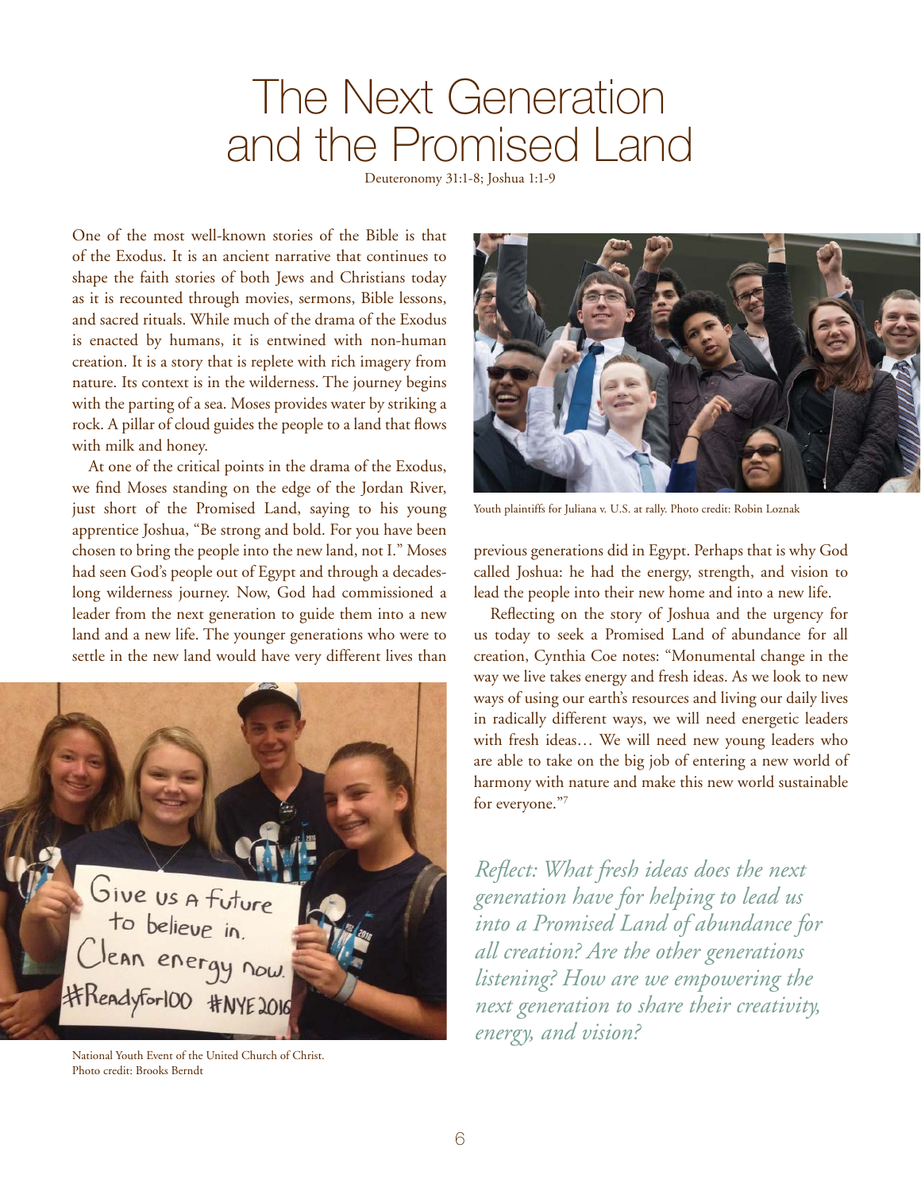# The Next Generation and the Promised Land

Deuteronomy 31:1-8; Joshua 1:1-9

One of the most well-known stories of the Bible is that of the Exodus. It is an ancient narrative that continues to shape the faith stories of both Jews and Christians today as it is recounted through movies, sermons, Bible lessons, and sacred rituals. While much of the drama of the Exodus is enacted by humans, it is entwined with non-human creation. It is a story that is replete with rich imagery from nature. Its context is in the wilderness. The journey begins with the parting of a sea. Moses provides water by striking a rock. A pillar of cloud guides the people to a land that flows with milk and honey.

At one of the critical points in the drama of the Exodus, we find Moses standing on the edge of the Jordan River, just short of the Promised Land, saying to his young apprentice Joshua, "Be strong and bold. For you have been chosen to bring the people into the new land, not I." Moses had seen God's people out of Egypt and through a decades-long wilderness journey. Now, God had commissioned a leader from the next generation to guide them into a new land and a new life. The younger generations who were to settle in the new land would have very different lives than previous generations did in Egypt. Perhaps that is why God called Joshua: he had the energy, strength, and vision to lead the people into their new home and into a new life.

National Youth Event of the United Church of Christ. Photo credit: Brooks Berndt

Youth plaintiffs for Juliana v. U.S. at rally. Photo credit: Robin Loznak

Reflecting on the story of Joshua and the urgency for us today to seek a Promised Land of abundance for all creation, Cynthia Coe notes: "Monumental change in the way we live takes energy and fresh ideas. As we look to new ways of using our earth's resources and living our daily lives in radically different ways, we will need energetic leaders with fresh ideas… We will need new young leaders who are able to take on the big job of entering a new world of harmony with nature and make this new world sustainable for everyone."[7]

*Reflect: What fresh ideas does the next generation have for helping to lead us into a Promised Land of abundance for all creation? Are the other generations listening? How are we empowering the next generation to share their creativity, energy, and vision?*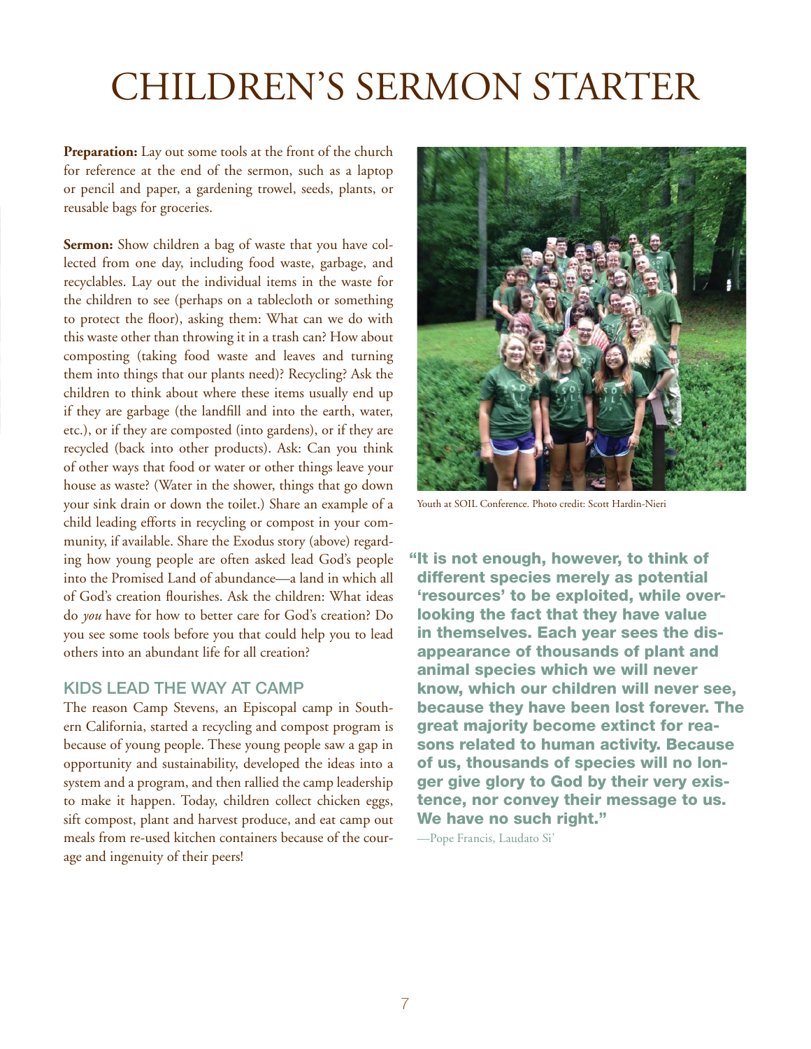# CHILDREN'S SERMON STARTER

**Preparation:** Lay out some tools at the front of the church for reference at the end of the sermon, such as a laptop or pencil and paper, a gardening trowel, seeds, plants, or reusable bags for groceries.

**Sermon:** Show children a bag of waste that you have collected from one day, including food waste, garbage, and recyclables. Lay out the individual items in the waste for the children to see (perhaps on a tablecloth or something to protect the floor), asking them: What can we do with this waste other than throwing it in a trash can? How about composting (taking food waste and leaves and turning them into things that our plants need)? Recycling? Ask the children to think about where these items usually end up if they are garbage (the landfill and into the earth, water, etc.), or if they are composted (into gardens), or if they are recycled (back into other products). Ask: Can you think of other ways that food or water or other things leave your house as waste? (Water in the shower, things that go down your sink drain or down the toilet.) Share an example of a child leading efforts in recycling or compost in your community, if available. Share the Exodus story (above) regarding how young people are often asked lead God's people into the Promised Land of abundance—a land in which all of God's creation flourishes. Ask the children: What ideas do *you* have for how to better care for God's creation? Do you see some tools before you that could help you to lead others into an abundant life for all creation?

## KIDS LEAD THE WAY AT CAMP

The reason Camp Stevens, an Episcopal camp in Southern California, started a recycling and compost program is because of young people. These young people saw a gap in opportunity and sustainability, developed the ideas into a system and a program, and then rallied the camp leadership to make it happen. Today, children collect chicken eggs, sift compost, plant and harvest produce, and eat camp out meals from re-used kitchen containers because of the courage and ingenuity of their peers!

Youth at SOIL Conference. Photo credit: Scott Hardin-Nieri

**"It is not enough, however, to think of different species merely as potential 'resources' to be exploited, while overlooking the fact that they have value in themselves. Each year sees the disappearance of thousands of plant and animal species which we will never know, which our children will never see, because they have been lost forever. The great majority become extinct for reasons related to human activity. Because of us, thousands of species will no longer give glory to God by their very existence, nor convey their message to us. We have no such right."**

—Pope Francis, Laudato Si'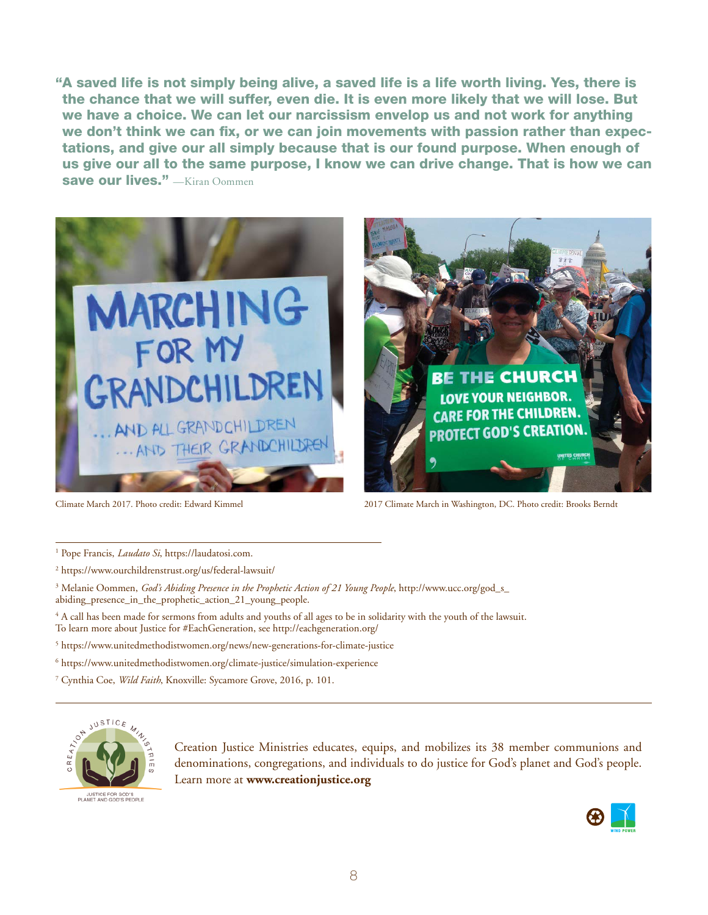**"A saved life is not simply being alive, a saved life is a life worth living. Yes, there is the chance that we will suffer, even die. It is even more likely that we will lose. But we have a choice. We can let our narcissism envelop us and not work for anything we don't think we can fix, or we can join movements with passion rather than expectations, and give our all simply because that is our found purpose. When enough of us give our all to the same purpose, I know we can drive change. That is how we can save our lives."** —Kiran Oommen

Climate March 2017. Photo credit: Edward Kimmel

2017 Climate March in Washington, DC. Photo credit: Brooks Berndt

---

[1] Pope Francis, *Laudato Si*, https://laudatosi.com.

[2] https://www.ourchildrenstrust.org/us/federal-lawsuit/

[3] Melanie Oommen, *God's Abiding Presence in the Prophetic Action of 21 Young People*, http://www.ucc.org/god_s_abiding_presence_in_the_prophetic_action_21_young_people.

[4] A call has been made for sermons from adults and youths of all ages to be in solidarity with the youth of the lawsuit. To learn more about Justice for #EachGeneration, see http://eachgeneration.org/

[5] https://www.unitedmethodistwomen.org/news/new-generations-for-climate-justice

[6] https://www.unitedmethodistwomen.org/climate-justice/simulation-experience

[7] Cynthia Coe, *Wild Faith*, Knoxville: Sycamore Grove, 2016, p. 101.

---

Creation Justice Ministries educates, equips, and mobilizes its 38 member communions and denominations, congregations, and individuals to do justice for God's planet and God's people. Learn more at **www.creationjustice.org**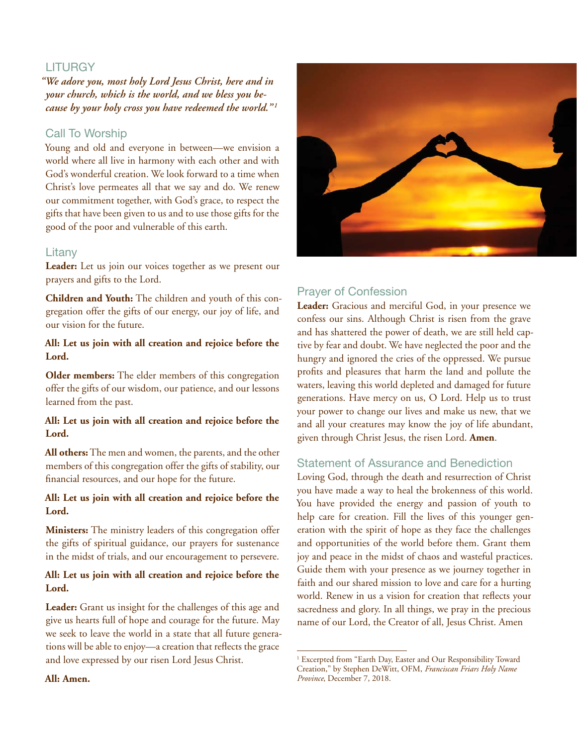## LITURGY

*"We adore you, most holy Lord Jesus Christ, here and in your church, which is the world, and we bless you because by your holy cross you have redeemed the world."*[1]

### Call To Worship

Young and old and everyone in between—we envision a world where all live in harmony with each other and with God's wonderful creation. We look forward to a time when Christ's love permeates all that we say and do. We renew our commitment together, with God's grace, to respect the gifts that have been given to us and to use those gifts for the good of the poor and vulnerable of this earth.

### Litany

**Leader:** Let us join our voices together as we present our prayers and gifts to the Lord.

**Children and Youth:** The children and youth of this congregation offer the gifts of our energy, our joy of life, and our vision for the future.

**All: Let us join with all creation and rejoice before the Lord.**

**Older members:** The elder members of this congregation offer the gifts of our wisdom, our patience, and our lessons learned from the past.

**All: Let us join with all creation and rejoice before the Lord.**

**All others:** The men and women, the parents, and the other members of this congregation offer the gifts of stability, our financial resources, and our hope for the future.

**All: Let us join with all creation and rejoice before the Lord.**

**Ministers:** The ministry leaders of this congregation offer the gifts of spiritual guidance, our prayers for sustenance in the midst of trials, and our encouragement to persevere.

**All: Let us join with all creation and rejoice before the Lord.**

**Leader:** Grant us insight for the challenges of this age and give us hearts full of hope and courage for the future. May we seek to leave the world in a state that all future generations will be able to enjoy—a creation that reflects the grace and love expressed by our risen Lord Jesus Christ.

**All: Amen.**

### Prayer of Confession

**Leader:** Gracious and merciful God, in your presence we confess our sins. Although Christ is risen from the grave and has shattered the power of death, we are still held captive by fear and doubt. We have neglected the poor and the hungry and ignored the cries of the oppressed. We pursue profits and pleasures that harm the land and pollute the waters, leaving this world depleted and damaged for future generations. Have mercy on us, O Lord. Help us to trust your power to change our lives and make us new, that we and all your creatures may know the joy of life abundant, given through Christ Jesus, the risen Lord. **Amen**.

### Statement of Assurance and Benediction

Loving God, through the death and resurrection of Christ you have made a way to heal the brokenness of this world. You have provided the energy and passion of youth to help care for creation. Fill the lives of this younger generation with the spirit of hope as they face the challenges and opportunities of the world before them. Grant them joy and peace in the midst of chaos and wasteful practices. Guide them with your presence as we journey together in faith and our shared mission to love and care for a hurting world. Renew in us a vision for creation that reflects your sacredness and glory. In all things, we pray in the precious name of our Lord, the Creator of all, Jesus Christ. Amen

---

[1] Excerpted from "Earth Day, Easter and Our Responsibility Toward Creation," by Stephen DeWitt, OFM, *Franciscan Friars Holy Name Province*, December 7, 2018.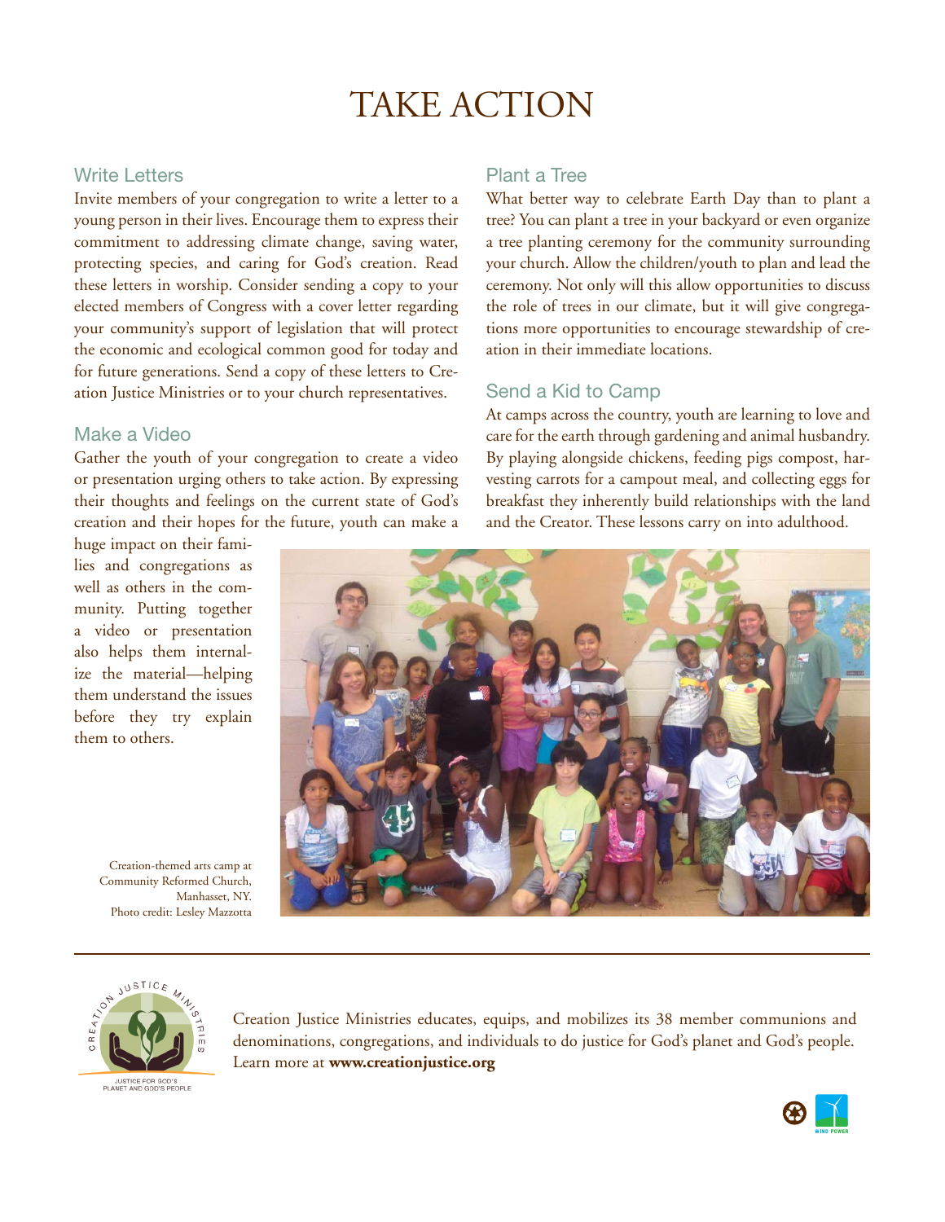# TAKE ACTION

## Write Letters

Invite members of your congregation to write a letter to a young person in their lives. Encourage them to express their commitment to addressing climate change, saving water, protecting species, and caring for God's creation. Read these letters in worship. Consider sending a copy to your elected members of Congress with a cover letter regarding your community's support of legislation that will protect the economic and ecological common good for today and for future generations. Send a copy of these letters to Creation Justice Ministries or to your church representatives.

## Make a Video

Gather the youth of your congregation to create a video or presentation urging others to take action. By expressing their thoughts and feelings on the current state of God's creation and their hopes for the future, youth can make a huge impact on their families and congregations as well as others in the community. Putting together a video or presentation also helps them internalize the material—helping them understand the issues before they try explain them to others.

## Plant a Tree

What better way to celebrate Earth Day than to plant a tree? You can plant a tree in your backyard or even organize a tree planting ceremony for the community surrounding your church. Allow the children/youth to plan and lead the ceremony. Not only will this allow opportunities to discuss the role of trees in our climate, but it will give congregations more opportunities to encourage stewardship of creation in their immediate locations.

## Send a Kid to Camp

At camps across the country, youth are learning to love and care for the earth through gardening and animal husbandry. By playing alongside chickens, feeding pigs compost, harvesting carrots for a campout meal, and collecting eggs for breakfast they inherently build relationships with the land and the Creator. These lessons carry on into adulthood.

Creation-themed arts camp at Community Reformed Church, Manhasset, NY. Photo credit: Lesley Mazzotta

Creation Justice Ministries educates, equips, and mobilizes its 38 member communions and denominations, congregations, and individuals to do justice for God's planet and God's people. Learn more at **www.creationjustice.org**